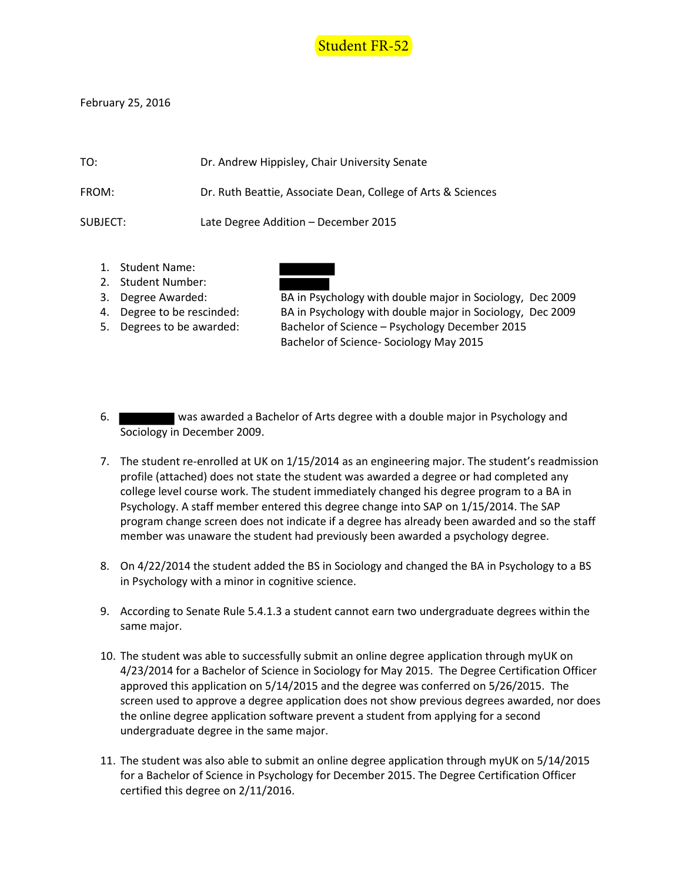Student FR-52

February 25, 2016

| | |
|---|---|
| TO: | Dr. Andrew Hippisley, Chair University Senate |
| FROM: | Dr. Ruth Beattie, Associate Dean, College of Arts & Sciences |
| SUBJECT: | Late Degree Addition – December 2015 |

1. Student Name: 
2. Student Number: 
3. Degree Awarded: BA in Psychology with double major in Sociology, Dec 2009
4. Degree to be rescinded: BA in Psychology with double major in Sociology, Dec 2009
5. Degrees to be awarded: Bachelor of Science – Psychology December 2015
   Bachelor of Science- Sociology May 2015

6. was awarded a Bachelor of Arts degree with a double major in Psychology and Sociology in December 2009.

7. The student re-enrolled at UK on 1/15/2014 as an engineering major. The student's readmission profile (attached) does not state the student was awarded a degree or had completed any college level course work. The student immediately changed his degree program to a BA in Psychology. A staff member entered this degree change into SAP on 1/15/2014. The SAP program change screen does not indicate if a degree has already been awarded and so the staff member was unaware the student had previously been awarded a psychology degree.

8. On 4/22/2014 the student added the BS in Sociology and changed the BA in Psychology to a BS in Psychology with a minor in cognitive science.

9. According to Senate Rule 5.4.1.3 a student cannot earn two undergraduate degrees within the same major.

10. The student was able to successfully submit an online degree application through myUK on 4/23/2014 for a Bachelor of Science in Sociology for May 2015. The Degree Certification Officer approved this application on 5/14/2015 and the degree was conferred on 5/26/2015. The screen used to approve a degree application does not show previous degrees awarded, nor does the online degree application software prevent a student from applying for a second undergraduate degree in the same major.

11. The student was also able to submit an online degree application through myUK on 5/14/2015 for a Bachelor of Science in Psychology for December 2015. The Degree Certification Officer certified this degree on 2/11/2016.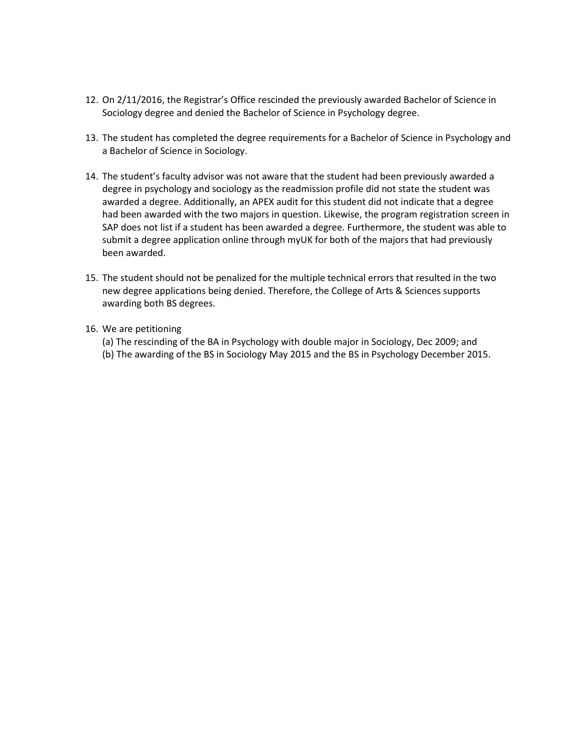12. On 2/11/2016, the Registrar's Office rescinded the previously awarded Bachelor of Science in Sociology degree and denied the Bachelor of Science in Psychology degree.

13. The student has completed the degree requirements for a Bachelor of Science in Psychology and a Bachelor of Science in Sociology.

14. The student's faculty advisor was not aware that the student had been previously awarded a degree in psychology and sociology as the readmission profile did not state the student was awarded a degree. Additionally, an APEX audit for this student did not indicate that a degree had been awarded with the two majors in question. Likewise, the program registration screen in SAP does not list if a student has been awarded a degree. Furthermore, the student was able to submit a degree application online through myUK for both of the majors that had previously been awarded.

15. The student should not be penalized for the multiple technical errors that resulted in the two new degree applications being denied. Therefore, the College of Arts & Sciences supports awarding both BS degrees.

16. We are petitioning
    (a) The rescinding of the BA in Psychology with double major in Sociology, Dec 2009; and
    (b) The awarding of the BS in Sociology May 2015 and the BS in Psychology December 2015.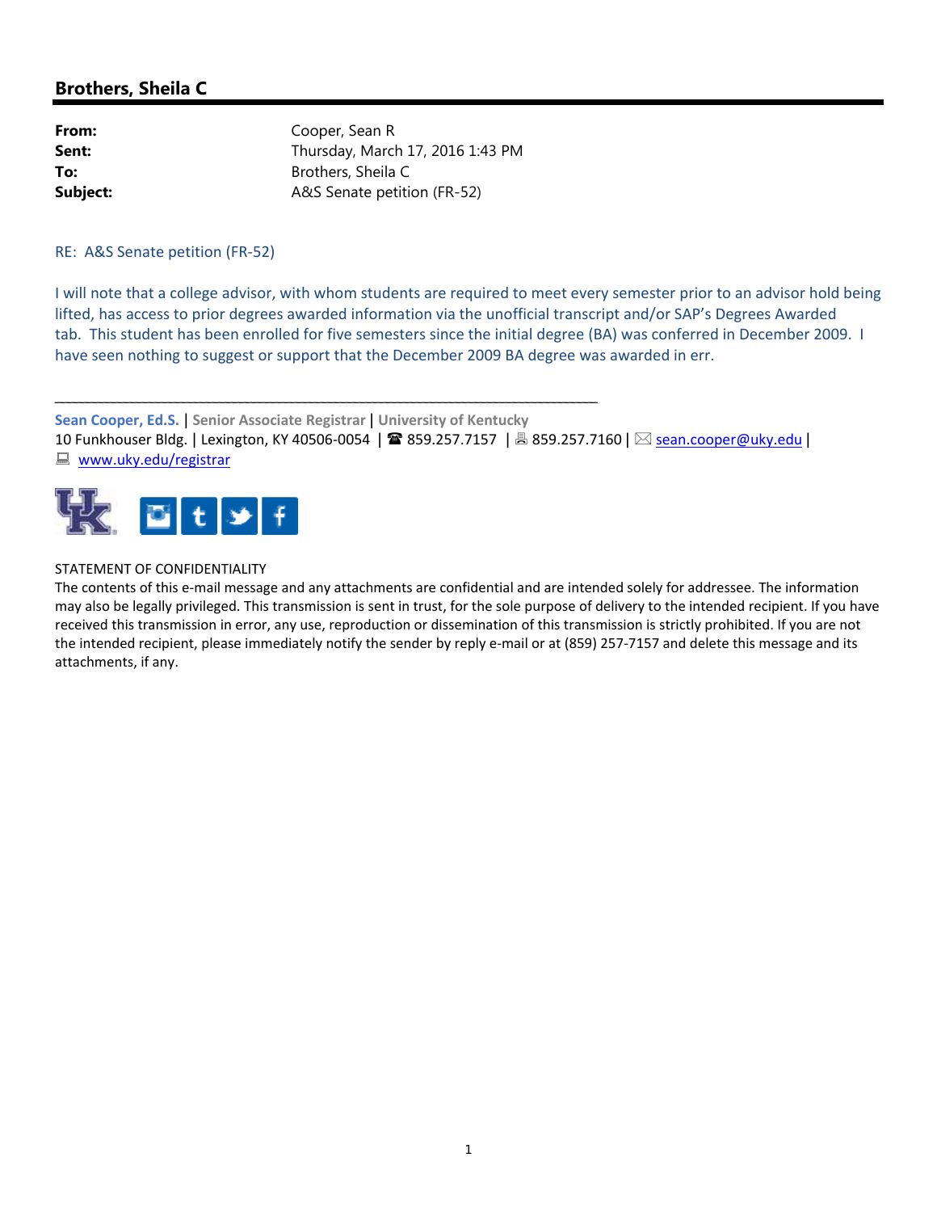## Brothers, Sheila C

| | |
|---|---|
| **From:** | Cooper, Sean R |
| **Sent:** | Thursday, March 17, 2016 1:43 PM |
| **To:** | Brothers, Sheila C |
| **Subject:** | A&S Senate petition (FR-52) |

RE: A&S Senate petition (FR-52)

I will note that a college advisor, with whom students are required to meet every semester prior to an advisor hold being lifted, has access to prior degrees awarded information via the unofficial transcript and/or SAP's Degrees Awarded tab. This student has been enrolled for five semesters since the initial degree (BA) was conferred in December 2009. I have seen nothing to suggest or support that the December 2009 BA degree was awarded in err.

---

**Sean Cooper, Ed.S.** | **Senior Associate Registrar** | **University of Kentucky**
10 Funkhouser Bldg. | Lexington, KY 40506-0054 | ☎ 859.257.7157 | 🖷 859.257.7160 | ✉ sean.cooper@uky.edu |
💻 www.uky.edu/registrar

STATEMENT OF CONFIDENTIALITY
The contents of this e-mail message and any attachments are confidential and are intended solely for addressee. The information may also be legally privileged. This transmission is sent in trust, for the sole purpose of delivery to the intended recipient. If you have received this transmission in error, any use, reproduction or dissemination of this transmission is strictly prohibited. If you are not the intended recipient, please immediately notify the sender by reply e-mail or at (859) 257-7157 and delete this message and its attachments, if any.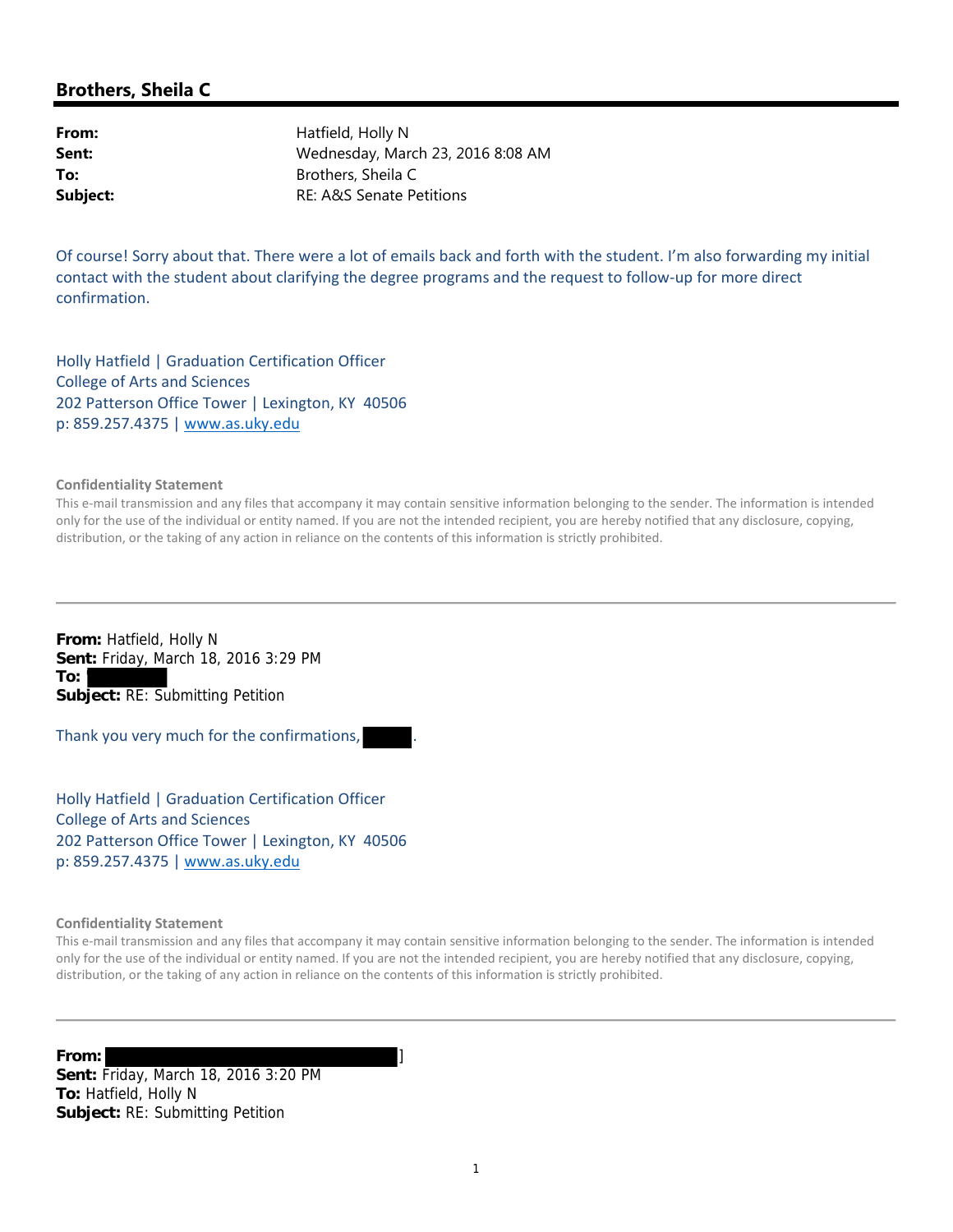## Brothers, Sheila C

**From:** Hatfield, Holly N
**Sent:** Wednesday, March 23, 2016 8:08 AM
**To:** Brothers, Sheila C
**Subject:** RE: A&S Senate Petitions

Of course! Sorry about that. There were a lot of emails back and forth with the student. I'm also forwarding my initial contact with the student about clarifying the degree programs and the request to follow-up for more direct confirmation.

Holly Hatfield | Graduation Certification Officer
College of Arts and Sciences
202 Patterson Office Tower | Lexington, KY 40506
p: 859.257.4375 | www.as.uky.edu

**Confidentiality Statement**
This e-mail transmission and any files that accompany it may contain sensitive information belonging to the sender. The information is intended only for the use of the individual or entity named. If you are not the intended recipient, you are hereby notified that any disclosure, copying, distribution, or the taking of any action in reliance on the contents of this information is strictly prohibited.

---

**From:** Hatfield, Holly N
**Sent:** Friday, March 18, 2016 3:29 PM
**To:** [redacted]
**Subject:** RE: Submitting Petition

Thank you very much for the confirmations, [redacted].

Holly Hatfield | Graduation Certification Officer
College of Arts and Sciences
202 Patterson Office Tower | Lexington, KY 40506
p: 859.257.4375 | www.as.uky.edu

**Confidentiality Statement**
This e-mail transmission and any files that accompany it may contain sensitive information belonging to the sender. The information is intended only for the use of the individual or entity named. If you are not the intended recipient, you are hereby notified that any disclosure, copying, distribution, or the taking of any action in reliance on the contents of this information is strictly prohibited.

---

**From:** [redacted]]
**Sent:** Friday, March 18, 2016 3:20 PM
**To:** Hatfield, Holly N
**Subject:** RE: Submitting Petition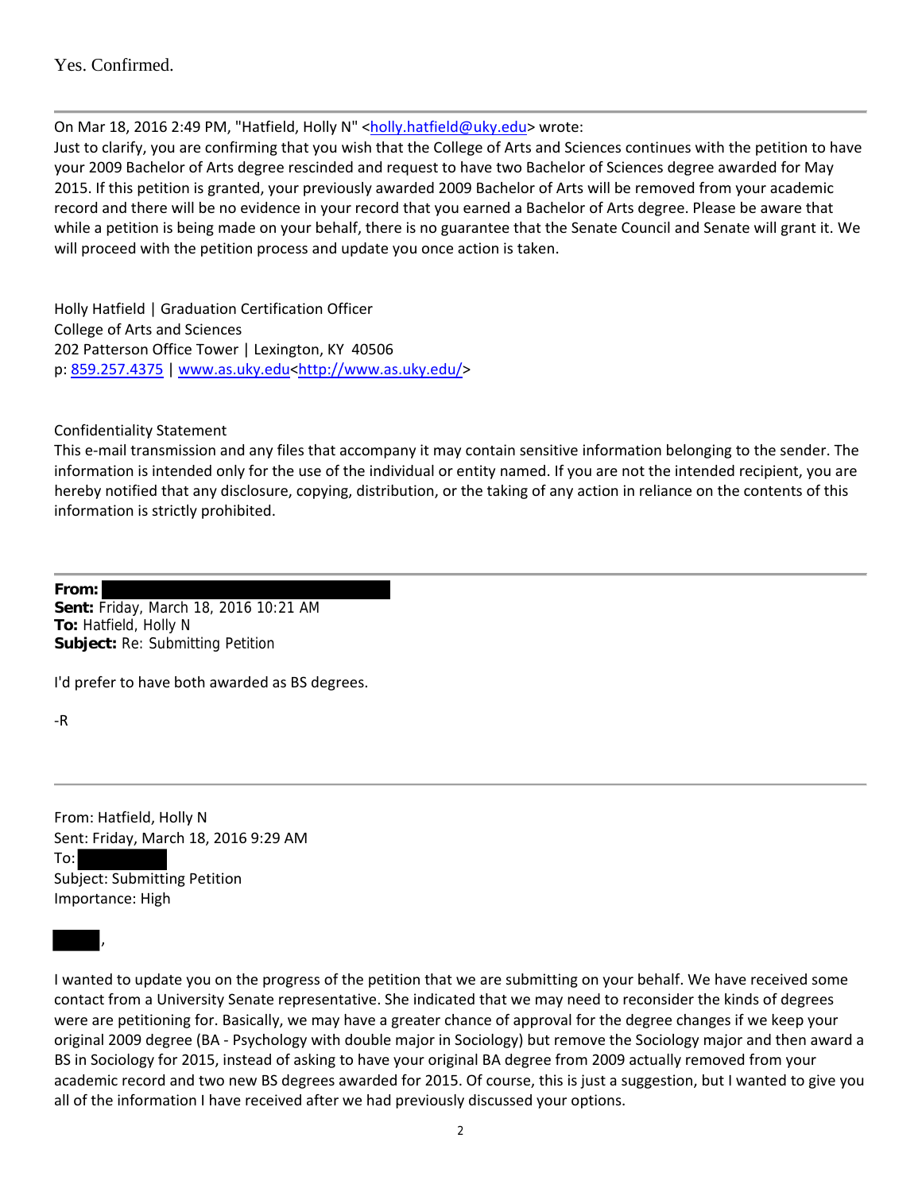Yes. Confirmed.

---

On Mar 18, 2016 2:49 PM, "Hatfield, Holly N" <holly.hatfield@uky.edu> wrote:
Just to clarify, you are confirming that you wish that the College of Arts and Sciences continues with the petition to have your 2009 Bachelor of Arts degree rescinded and request to have two Bachelor of Sciences degree awarded for May 2015. If this petition is granted, your previously awarded 2009 Bachelor of Arts will be removed from your academic record and there will be no evidence in your record that you earned a Bachelor of Arts degree. Please be aware that while a petition is being made on your behalf, there is no guarantee that the Senate Council and Senate will grant it. We will proceed with the petition process and update you once action is taken.

Holly Hatfield | Graduation Certification Officer
College of Arts and Sciences
202 Patterson Office Tower | Lexington, KY 40506
p: 859.257.4375 | www.as.uky.edu<http://www.as.uky.edu/>

Confidentiality Statement
This e-mail transmission and any files that accompany it may contain sensitive information belonging to the sender. The information is intended only for the use of the individual or entity named. If you are not the intended recipient, you are hereby notified that any disclosure, copying, distribution, or the taking of any action in reliance on the contents of this information is strictly prohibited.

---

**From:** 
**Sent:** Friday, March 18, 2016 10:21 AM
**To:** Hatfield, Holly N
**Subject:** Re: Submitting Petition

I'd prefer to have both awarded as BS degrees.

-R

---

From: Hatfield, Holly N
Sent: Friday, March 18, 2016 9:29 AM
To: 
Subject: Submitting Petition
Importance: High

,

I wanted to update you on the progress of the petition that we are submitting on your behalf. We have received some contact from a University Senate representative. She indicated that we may need to reconsider the kinds of degrees were are petitioning for. Basically, we may have a greater chance of approval for the degree changes if we keep your original 2009 degree (BA - Psychology with double major in Sociology) but remove the Sociology major and then award a BS in Sociology for 2015, instead of asking to have your original BA degree from 2009 actually removed from your academic record and two new BS degrees awarded for 2015. Of course, this is just a suggestion, but I wanted to give you all of the information I have received after we had previously discussed your options.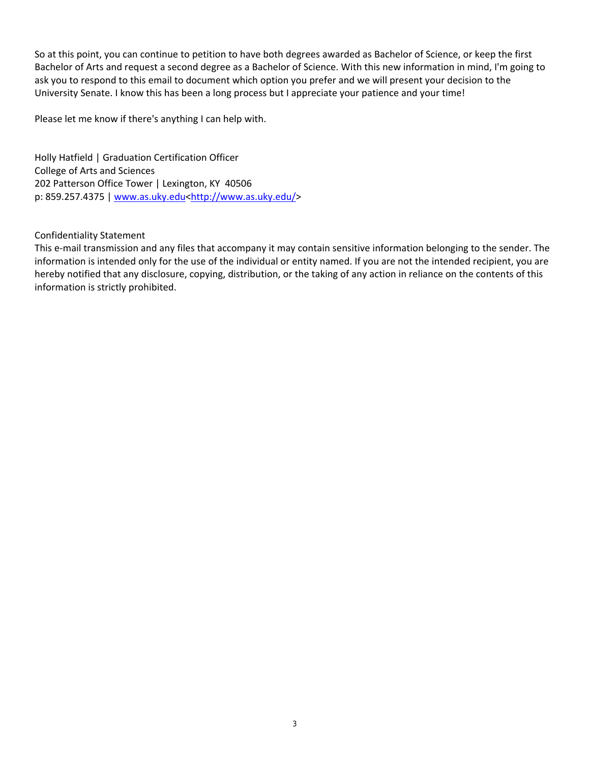So at this point, you can continue to petition to have both degrees awarded as Bachelor of Science, or keep the first Bachelor of Arts and request a second degree as a Bachelor of Science. With this new information in mind, I'm going to ask you to respond to this email to document which option you prefer and we will present your decision to the University Senate. I know this has been a long process but I appreciate your patience and your time!

Please let me know if there's anything I can help with.

Holly Hatfield | Graduation Certification Officer
College of Arts and Sciences
202 Patterson Office Tower | Lexington, KY 40506
p: 859.257.4375 | www.as.uky.edu<http://www.as.uky.edu/>

Confidentiality Statement
This e-mail transmission and any files that accompany it may contain sensitive information belonging to the sender. The information is intended only for the use of the individual or entity named. If you are not the intended recipient, you are hereby notified that any disclosure, copying, distribution, or the taking of any action in reliance on the contents of this information is strictly prohibited.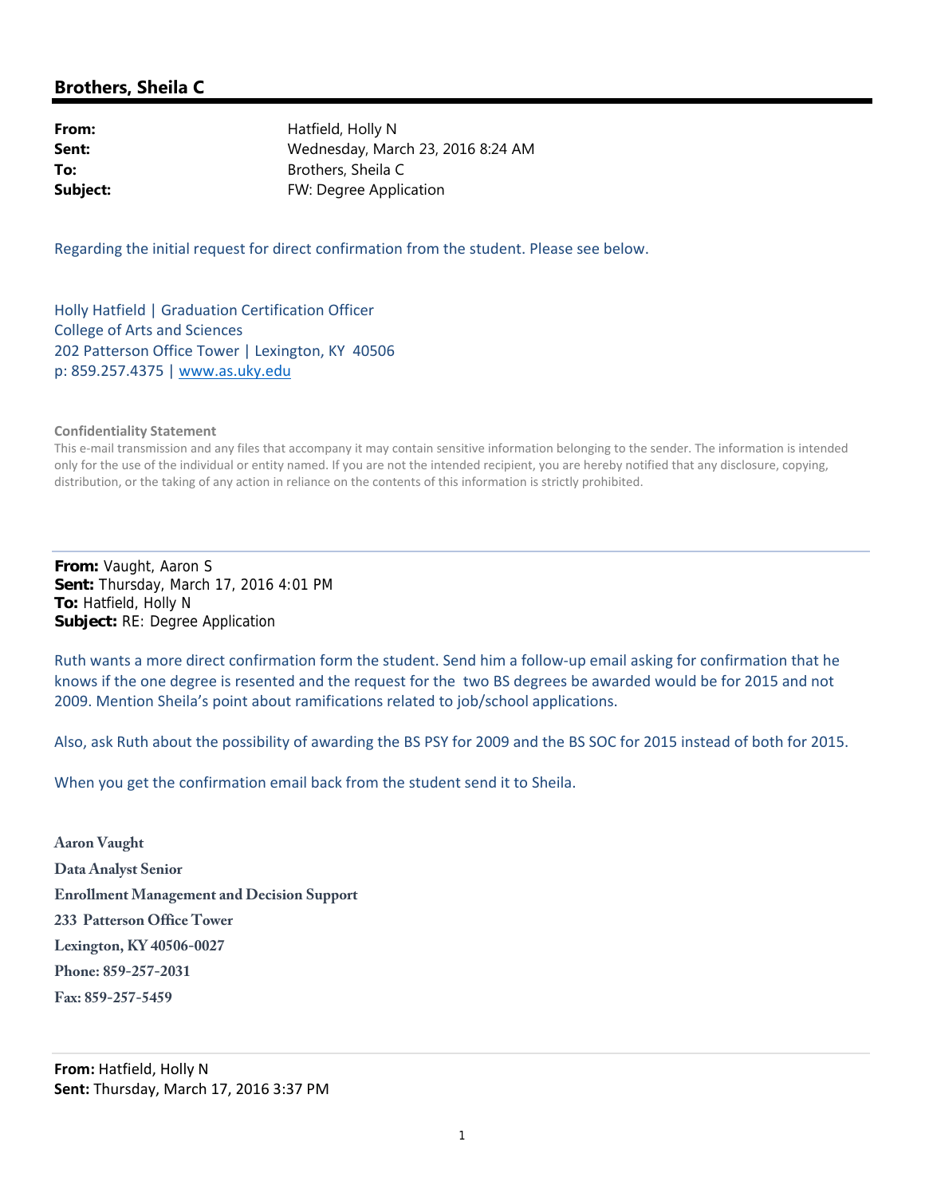## Brothers, Sheila C

**From:** Hatfield, Holly N
**Sent:** Wednesday, March 23, 2016 8:24 AM
**To:** Brothers, Sheila C
**Subject:** FW: Degree Application

Regarding the initial request for direct confirmation from the student. Please see below.

Holly Hatfield | Graduation Certification Officer
College of Arts and Sciences
202 Patterson Office Tower | Lexington, KY 40506
p: 859.257.4375 | www.as.uky.edu

**Confidentiality Statement**
This e-mail transmission and any files that accompany it may contain sensitive information belonging to the sender. The information is intended only for the use of the individual or entity named. If you are not the intended recipient, you are hereby notified that any disclosure, copying, distribution, or the taking of any action in reliance on the contents of this information is strictly prohibited.

---

**From:** Vaught, Aaron S
**Sent:** Thursday, March 17, 2016 4:01 PM
**To:** Hatfield, Holly N
**Subject:** RE: Degree Application

Ruth wants a more direct confirmation form the student. Send him a follow-up email asking for confirmation that he knows if the one degree is resented and the request for the two BS degrees be awarded would be for 2015 and not 2009. Mention Sheila's point about ramifications related to job/school applications.

Also, ask Ruth about the possibility of awarding the BS PSY for 2009 and the BS SOC for 2015 instead of both for 2015.

When you get the confirmation email back from the student send it to Sheila.

**Aaron Vaught**
**Data Analyst Senior**
**Enrollment Management and Decision Support**
**233 Patterson Office Tower**
**Lexington, KY 40506-0027**
**Phone: 859-257-2031**
**Fax: 859-257-5459**

---

**From:** Hatfield, Holly N
**Sent:** Thursday, March 17, 2016 3:37 PM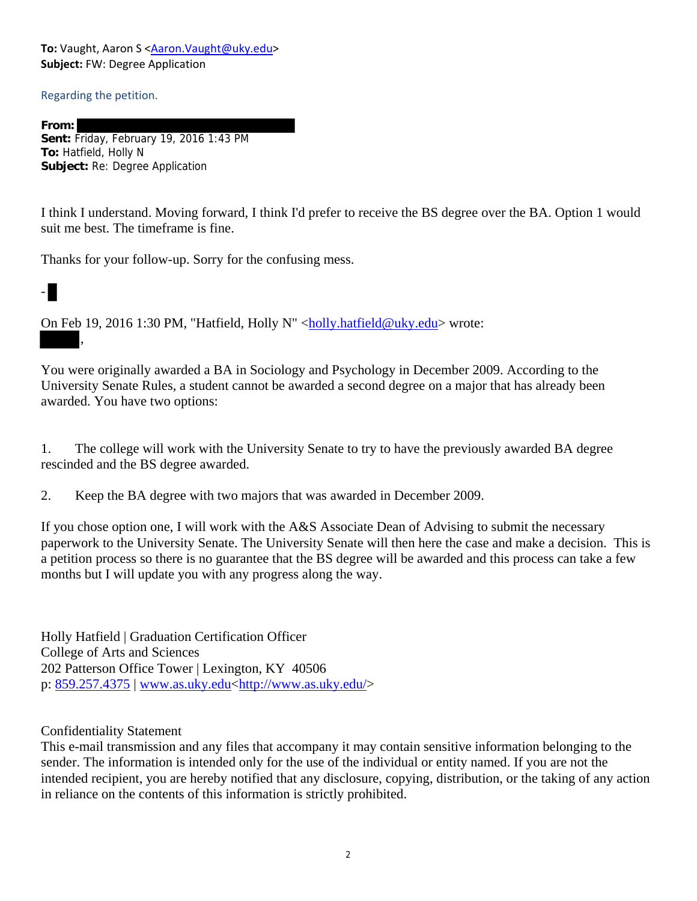**To:** Vaught, Aaron S <Aaron.Vaught@uky.edu>
**Subject:** FW: Degree Application

Regarding the petition.

**From:** 
**Sent:** Friday, February 19, 2016 1:43 PM
**To:** Hatfield, Holly N
**Subject:** Re: Degree Application

I think I understand. Moving forward, I think I'd prefer to receive the BS degree over the BA. Option 1 would suit me best. The timeframe is fine.

Thanks for your follow-up. Sorry for the confusing mess.

-

On Feb 19, 2016 1:30 PM, "Hatfield, Holly N" <holly.hatfield@uky.edu> wrote:
,

You were originally awarded a BA in Sociology and Psychology in December 2009. According to the University Senate Rules, a student cannot be awarded a second degree on a major that has already been awarded. You have two options:

1. The college will work with the University Senate to try to have the previously awarded BA degree rescinded and the BS degree awarded.

2. Keep the BA degree with two majors that was awarded in December 2009.

If you chose option one, I will work with the A&S Associate Dean of Advising to submit the necessary paperwork to the University Senate. The University Senate will then here the case and make a decision. This is a petition process so there is no guarantee that the BS degree will be awarded and this process can take a few months but I will update you with any progress along the way.

Holly Hatfield | Graduation Certification Officer
College of Arts and Sciences
202 Patterson Office Tower | Lexington, KY 40506
p: 859.257.4375 | www.as.uky.edu<http://www.as.uky.edu/>

Confidentiality Statement
This e-mail transmission and any files that accompany it may contain sensitive information belonging to the sender. The information is intended only for the use of the individual or entity named. If you are not the intended recipient, you are hereby notified that any disclosure, copying, distribution, or the taking of any action in reliance on the contents of this information is strictly prohibited.